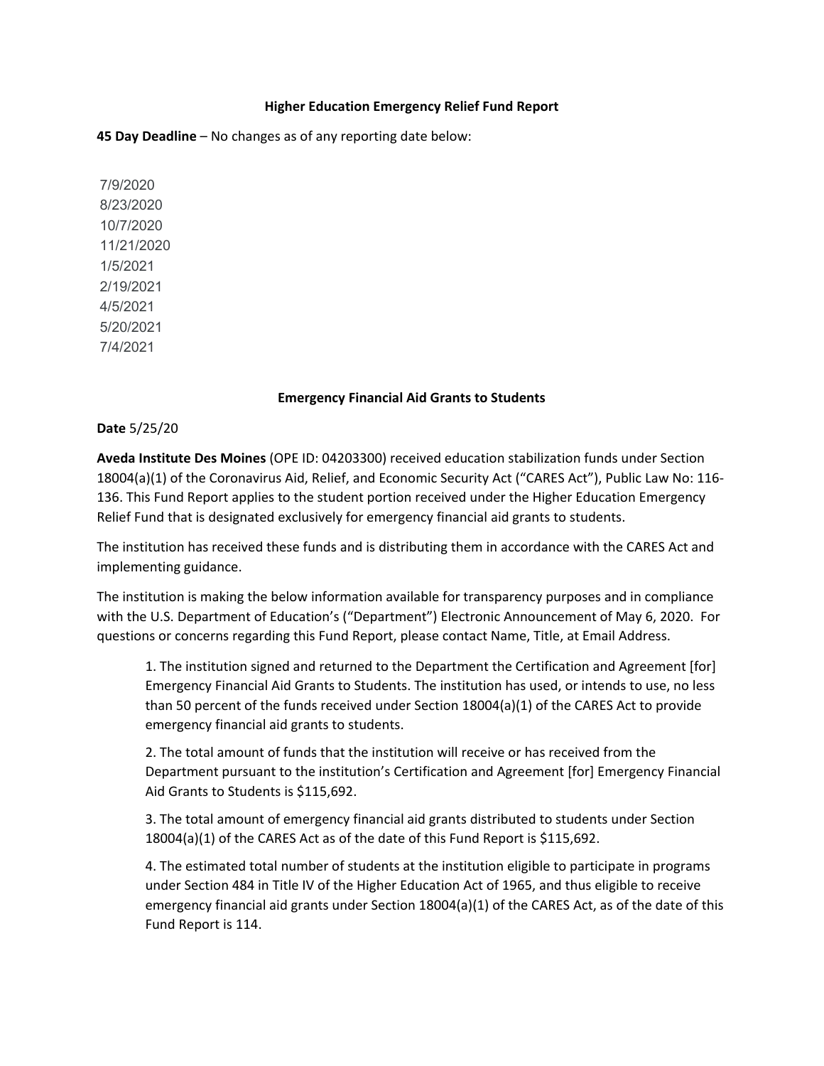**Higher Education Emergency Relief Fund Report**

**45 Day Deadline** – No changes as of any reporting date below:

7/9/2020
8/23/2020
10/7/2020
11/21/2020
1/5/2021
2/19/2021
4/5/2021
5/20/2021
7/4/2021

**Emergency Financial Aid Grants to Students**

**Date** 5/25/20

**Aveda Institute Des Moines** (OPE ID: 04203300) received education stabilization funds under Section 18004(a)(1) of the Coronavirus Aid, Relief, and Economic Security Act ("CARES Act"), Public Law No: 116-136. This Fund Report applies to the student portion received under the Higher Education Emergency Relief Fund that is designated exclusively for emergency financial aid grants to students.

The institution has received these funds and is distributing them in accordance with the CARES Act and implementing guidance.

The institution is making the below information available for transparency purposes and in compliance with the U.S. Department of Education's ("Department") Electronic Announcement of May 6, 2020. For questions or concerns regarding this Fund Report, please contact Name, Title, at Email Address.

1. The institution signed and returned to the Department the Certification and Agreement [for] Emergency Financial Aid Grants to Students. The institution has used, or intends to use, no less than 50 percent of the funds received under Section 18004(a)(1) of the CARES Act to provide emergency financial aid grants to students.

2. The total amount of funds that the institution will receive or has received from the Department pursuant to the institution's Certification and Agreement [for] Emergency Financial Aid Grants to Students is $115,692.

3. The total amount of emergency financial aid grants distributed to students under Section 18004(a)(1) of the CARES Act as of the date of this Fund Report is $115,692.

4. The estimated total number of students at the institution eligible to participate in programs under Section 484 in Title IV of the Higher Education Act of 1965, and thus eligible to receive emergency financial aid grants under Section 18004(a)(1) of the CARES Act, as of the date of this Fund Report is 114.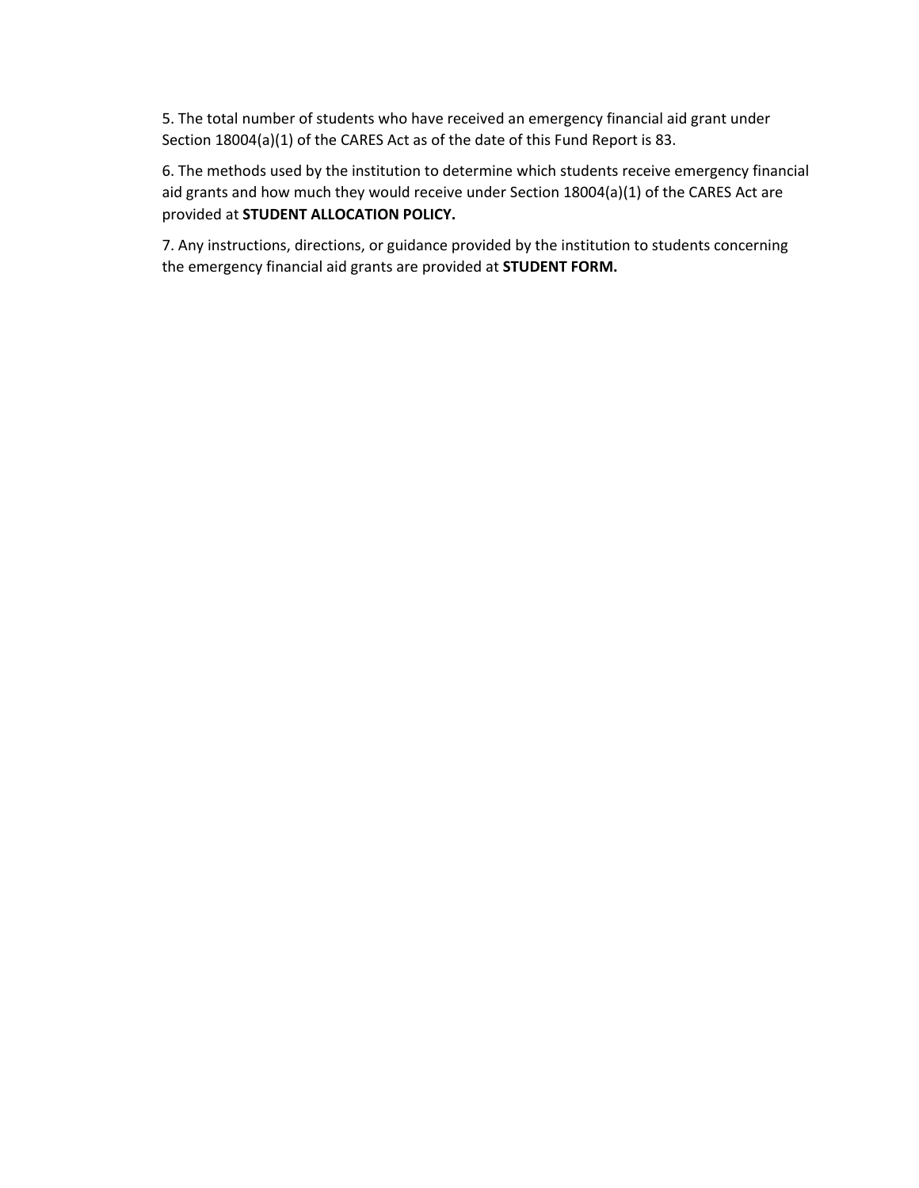5. The total number of students who have received an emergency financial aid grant under Section 18004(a)(1) of the CARES Act as of the date of this Fund Report is 83.

6. The methods used by the institution to determine which students receive emergency financial aid grants and how much they would receive under Section 18004(a)(1) of the CARES Act are provided at **STUDENT ALLOCATION POLICY.**

7. Any instructions, directions, or guidance provided by the institution to students concerning the emergency financial aid grants are provided at **STUDENT FORM.**